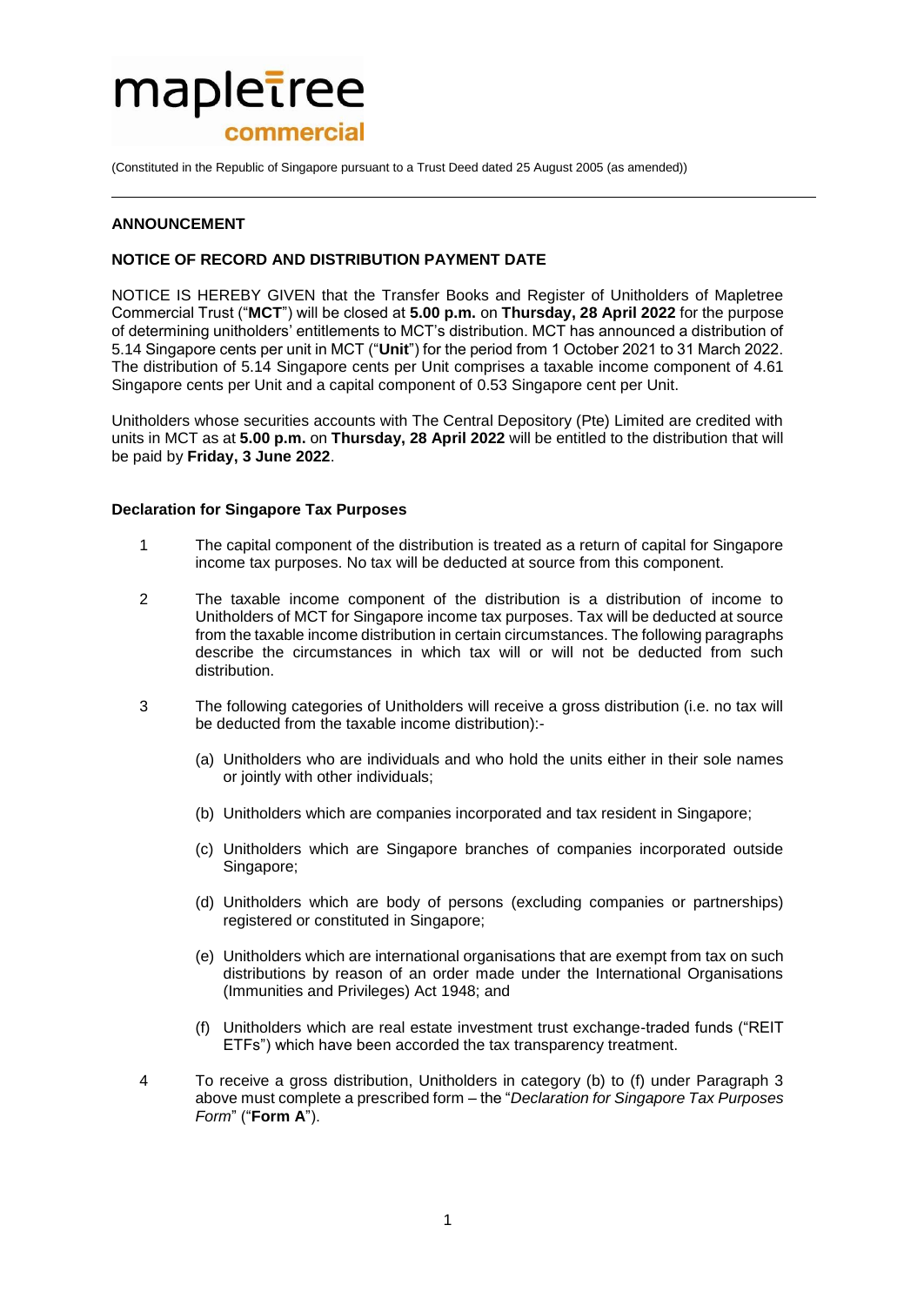mapletree commercial

(Constituted in the Republic of Singapore pursuant to a Trust Deed dated 25 August 2005 (as amended))

**ANNOUNCEMENT**

**NOTICE OF RECORD AND DISTRIBUTION PAYMENT DATE**

NOTICE IS HEREBY GIVEN that the Transfer Books and Register of Unitholders of Mapletree Commercial Trust ("**MCT**") will be closed at **5.00 p.m.** on **Thursday, 28 April 2022** for the purpose of determining unitholders' entitlements to MCT's distribution. MCT has announced a distribution of 5.14 Singapore cents per unit in MCT ("**Unit**") for the period from 1 October 2021 to 31 March 2022. The distribution of 5.14 Singapore cents per Unit comprises a taxable income component of 4.61 Singapore cents per Unit and a capital component of 0.53 Singapore cent per Unit.

Unitholders whose securities accounts with The Central Depository (Pte) Limited are credited with units in MCT as at **5.00 p.m.** on **Thursday, 28 April 2022** will be entitled to the distribution that will be paid by **Friday, 3 June 2022**.

**Declaration for Singapore Tax Purposes**

1. The capital component of the distribution is treated as a return of capital for Singapore income tax purposes. No tax will be deducted at source from this component.

2. The taxable income component of the distribution is a distribution of income to Unitholders of MCT for Singapore income tax purposes. Tax will be deducted at source from the taxable income distribution in certain circumstances. The following paragraphs describe the circumstances in which tax will or will not be deducted from such distribution.

3. The following categories of Unitholders will receive a gross distribution (i.e. no tax will be deducted from the taxable income distribution):-

   (a) Unitholders who are individuals and who hold the units either in their sole names or jointly with other individuals;

   (b) Unitholders which are companies incorporated and tax resident in Singapore;

   (c) Unitholders which are Singapore branches of companies incorporated outside Singapore;

   (d) Unitholders which are body of persons (excluding companies or partnerships) registered or constituted in Singapore;

   (e) Unitholders which are international organisations that are exempt from tax on such distributions by reason of an order made under the International Organisations (Immunities and Privileges) Act 1948; and

   (f) Unitholders which are real estate investment trust exchange-traded funds ("REIT ETFs") which have been accorded the tax transparency treatment.

4. To receive a gross distribution, Unitholders in category (b) to (f) under Paragraph 3 above must complete a prescribed form – the "*Declaration for Singapore Tax Purposes Form*" ("**Form A**").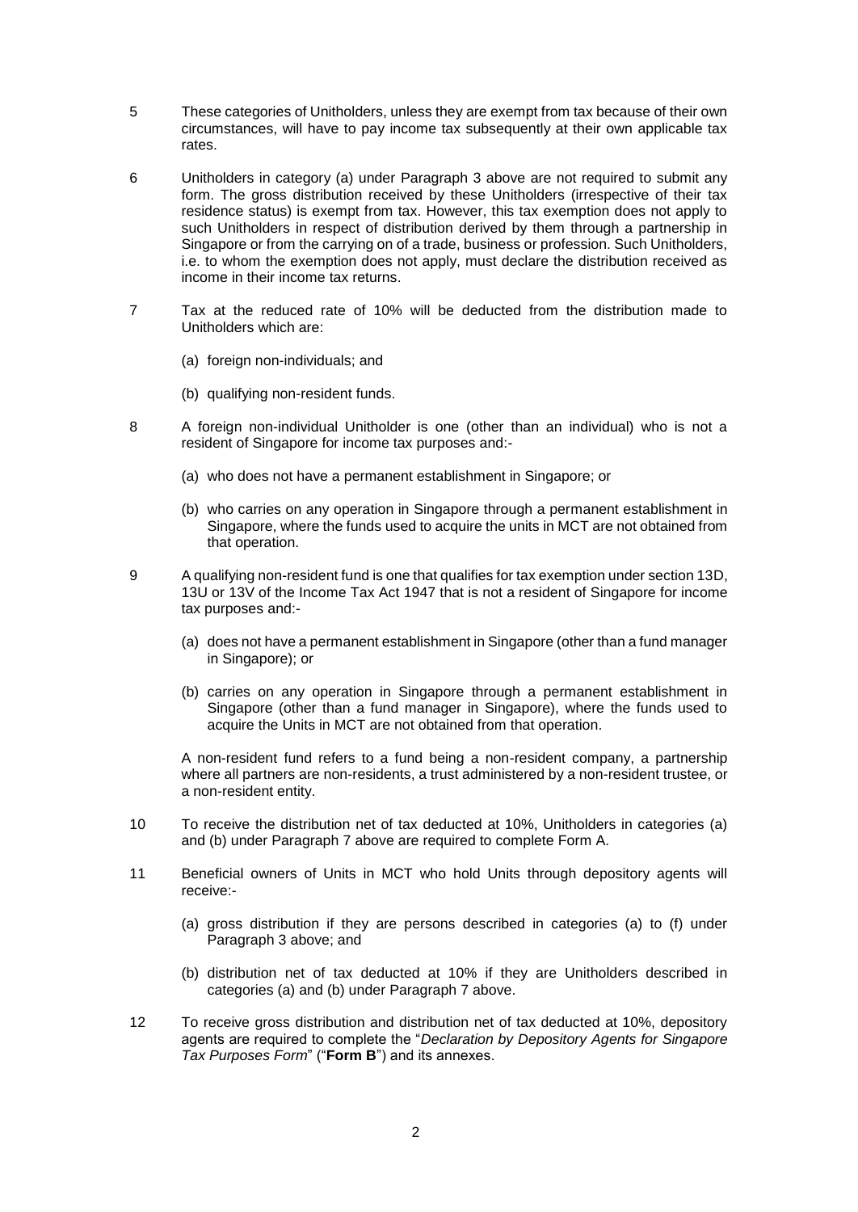5 These categories of Unitholders, unless they are exempt from tax because of their own circumstances, will have to pay income tax subsequently at their own applicable tax rates.

6 Unitholders in category (a) under Paragraph 3 above are not required to submit any form. The gross distribution received by these Unitholders (irrespective of their tax residence status) is exempt from tax. However, this tax exemption does not apply to such Unitholders in respect of distribution derived by them through a partnership in Singapore or from the carrying on of a trade, business or profession. Such Unitholders, i.e. to whom the exemption does not apply, must declare the distribution received as income in their income tax returns.

7 Tax at the reduced rate of 10% will be deducted from the distribution made to Unitholders which are:

(a) foreign non-individuals; and

(b) qualifying non-resident funds.

8 A foreign non-individual Unitholder is one (other than an individual) who is not a resident of Singapore for income tax purposes and:-

(a) who does not have a permanent establishment in Singapore; or

(b) who carries on any operation in Singapore through a permanent establishment in Singapore, where the funds used to acquire the units in MCT are not obtained from that operation.

9 A qualifying non-resident fund is one that qualifies for tax exemption under section 13D, 13U or 13V of the Income Tax Act 1947 that is not a resident of Singapore for income tax purposes and:-

(a) does not have a permanent establishment in Singapore (other than a fund manager in Singapore); or

(b) carries on any operation in Singapore through a permanent establishment in Singapore (other than a fund manager in Singapore), where the funds used to acquire the Units in MCT are not obtained from that operation.

A non-resident fund refers to a fund being a non-resident company, a partnership where all partners are non-residents, a trust administered by a non-resident trustee, or a non-resident entity.

10 To receive the distribution net of tax deducted at 10%, Unitholders in categories (a) and (b) under Paragraph 7 above are required to complete Form A.

11 Beneficial owners of Units in MCT who hold Units through depository agents will receive:-

(a) gross distribution if they are persons described in categories (a) to (f) under Paragraph 3 above; and

(b) distribution net of tax deducted at 10% if they are Unitholders described in categories (a) and (b) under Paragraph 7 above.

12 To receive gross distribution and distribution net of tax deducted at 10%, depository agents are required to complete the "*Declaration by Depository Agents for Singapore Tax Purposes Form*" ("**Form B**") and its annexes.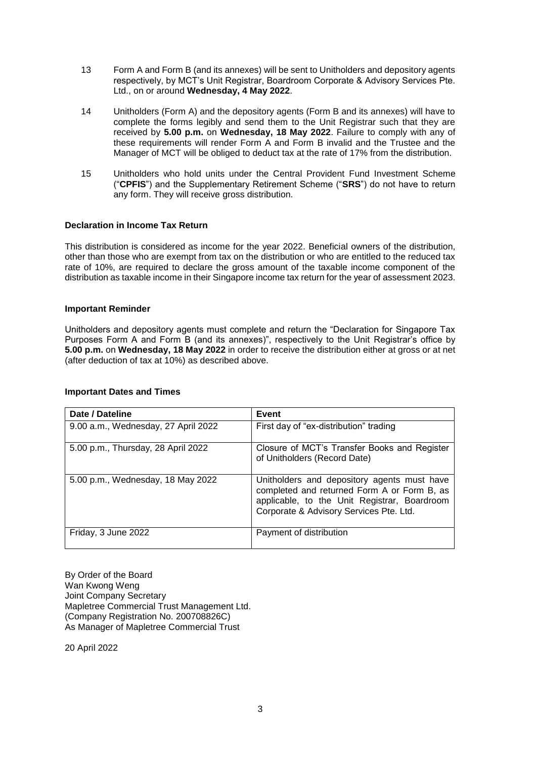13 Form A and Form B (and its annexes) will be sent to Unitholders and depository agents respectively, by MCT's Unit Registrar, Boardroom Corporate & Advisory Services Pte. Ltd., on or around **Wednesday, 4 May 2022**.

14 Unitholders (Form A) and the depository agents (Form B and its annexes) will have to complete the forms legibly and send them to the Unit Registrar such that they are received by **5.00 p.m.** on **Wednesday, 18 May 2022**. Failure to comply with any of these requirements will render Form A and Form B invalid and the Trustee and the Manager of MCT will be obliged to deduct tax at the rate of 17% from the distribution.

15 Unitholders who hold units under the Central Provident Fund Investment Scheme ("**CPFIS**") and the Supplementary Retirement Scheme ("**SRS**") do not have to return any form. They will receive gross distribution.

**Declaration in Income Tax Return**

This distribution is considered as income for the year 2022. Beneficial owners of the distribution, other than those who are exempt from tax on the distribution or who are entitled to the reduced tax rate of 10%, are required to declare the gross amount of the taxable income component of the distribution as taxable income in their Singapore income tax return for the year of assessment 2023.

**Important Reminder**

Unitholders and depository agents must complete and return the "Declaration for Singapore Tax Purposes Form A and Form B (and its annexes)", respectively to the Unit Registrar's office by **5.00 p.m.** on **Wednesday, 18 May 2022** in order to receive the distribution either at gross or at net (after deduction of tax at 10%) as described above.

**Important Dates and Times**

| Date / Dateline | Event |
|---|---|
| 9.00 a.m., Wednesday, 27 April 2022 | First day of "ex-distribution" trading |
| 5.00 p.m., Thursday, 28 April 2022 | Closure of MCT's Transfer Books and Register of Unitholders (Record Date) |
| 5.00 p.m., Wednesday, 18 May 2022 | Unitholders and depository agents must have completed and returned Form A or Form B, as applicable, to the Unit Registrar, Boardroom Corporate & Advisory Services Pte. Ltd. |
| Friday, 3 June 2022 | Payment of distribution |

By Order of the Board
Wan Kwong Weng
Joint Company Secretary
Mapletree Commercial Trust Management Ltd.
(Company Registration No. 200708826C)
As Manager of Mapletree Commercial Trust

20 April 2022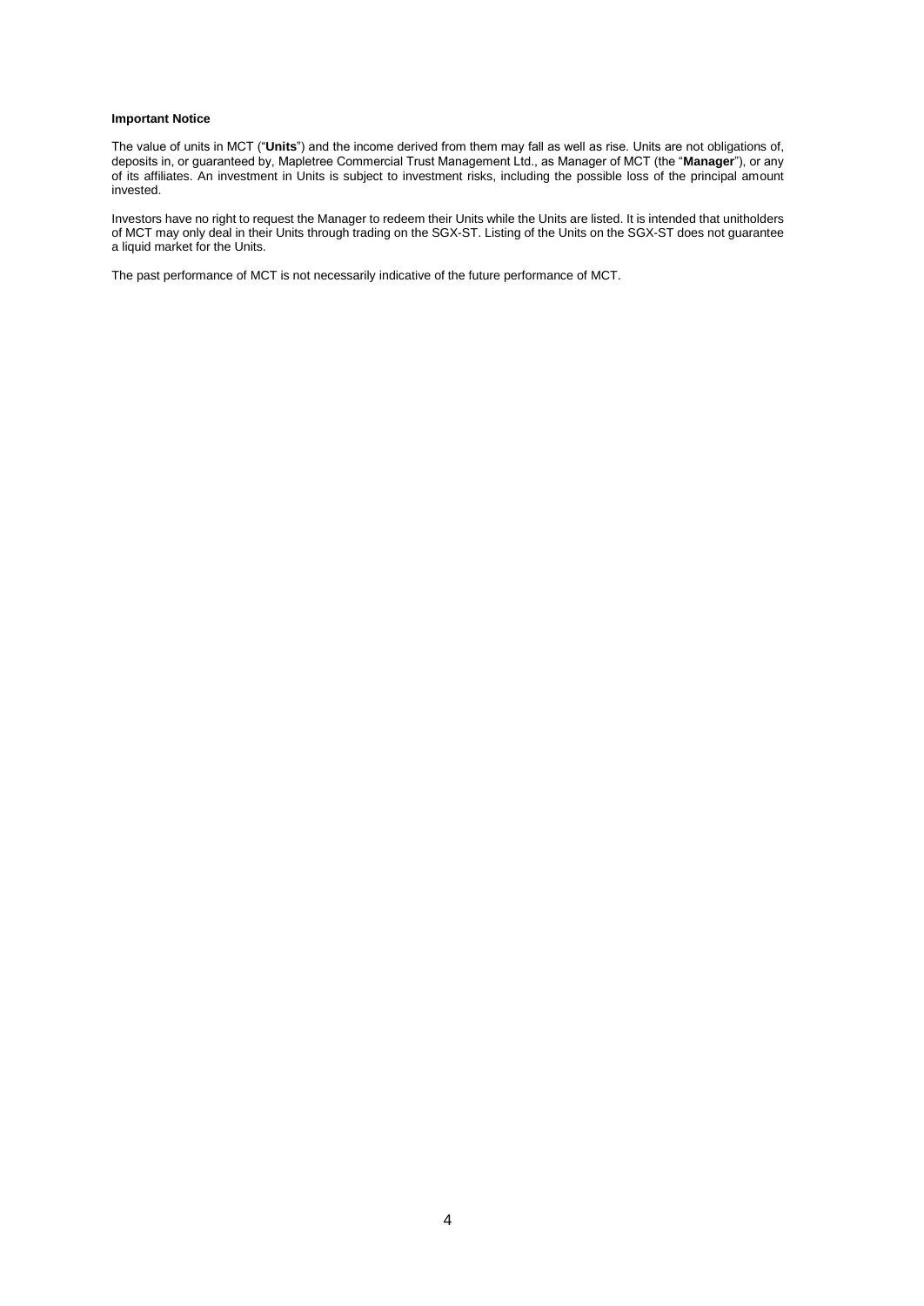**Important Notice**

The value of units in MCT ("**Units**") and the income derived from them may fall as well as rise. Units are not obligations of, deposits in, or guaranteed by, Mapletree Commercial Trust Management Ltd., as Manager of MCT (the "**Manager**"), or any of its affiliates. An investment in Units is subject to investment risks, including the possible loss of the principal amount invested.

Investors have no right to request the Manager to redeem their Units while the Units are listed. It is intended that unitholders of MCT may only deal in their Units through trading on the SGX-ST. Listing of the Units on the SGX-ST does not guarantee a liquid market for the Units.

The past performance of MCT is not necessarily indicative of the future performance of MCT.